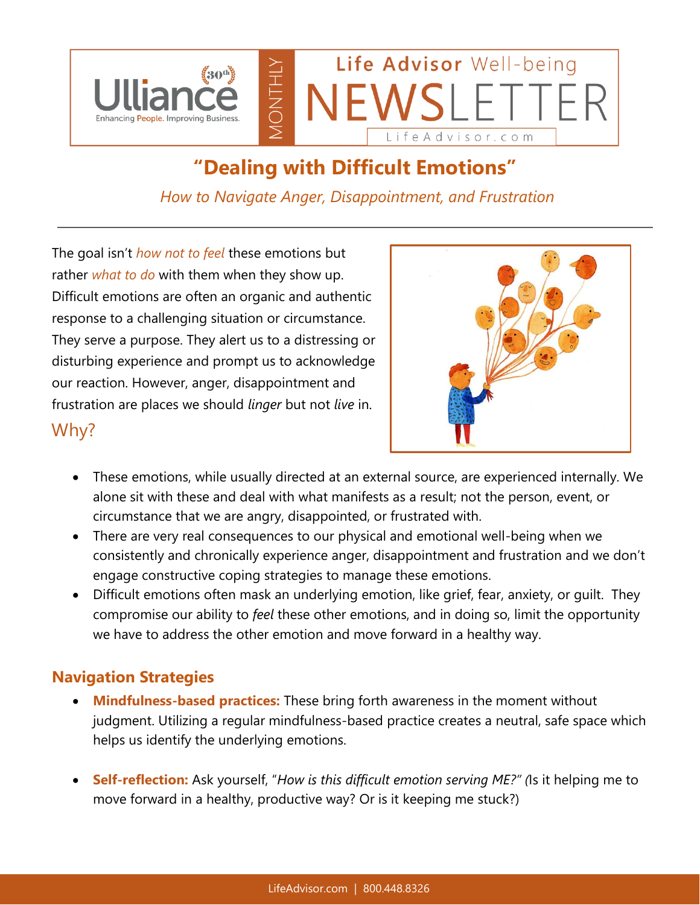Ulliance 30th — Enhancing People. Improving Business.

MONTHLY Life Advisor Well-being NEWSLETTER — LifeAdvisor.com

# "Dealing with Difficult Emotions"

*How to Navigate Anger, Disappointment, and Frustration*

---

The goal isn't *how not to feel* these emotions but rather *what to do* with them when they show up. Difficult emotions are often an organic and authentic response to a challenging situation or circumstance. They serve a purpose. They alert us to a distressing or disturbing experience and prompt us to acknowledge our reaction. However, anger, disappointment and frustration are places we should *linger* but not *live* in.

## Why?

- These emotions, while usually directed at an external source, are experienced internally. We alone sit with these and deal with what manifests as a result; not the person, event, or circumstance that we are angry, disappointed, or frustrated with.
- There are very real consequences to our physical and emotional well-being when we consistently and chronically experience anger, disappointment and frustration and we don't engage constructive coping strategies to manage these emotions.
- Difficult emotions often mask an underlying emotion, like grief, fear, anxiety, or guilt. They compromise our ability to *feel* these other emotions, and in doing so, limit the opportunity we have to address the other emotion and move forward in a healthy way.

## Navigation Strategies

- **Mindfulness-based practices:** These bring forth awareness in the moment without judgment. Utilizing a regular mindfulness-based practice creates a neutral, safe space which helps us identify the underlying emotions.

- **Self-reflection:** Ask yourself, "*How is this difficult emotion serving ME?" (*Is it helping me to move forward in a healthy, productive way? Or is it keeping me stuck?)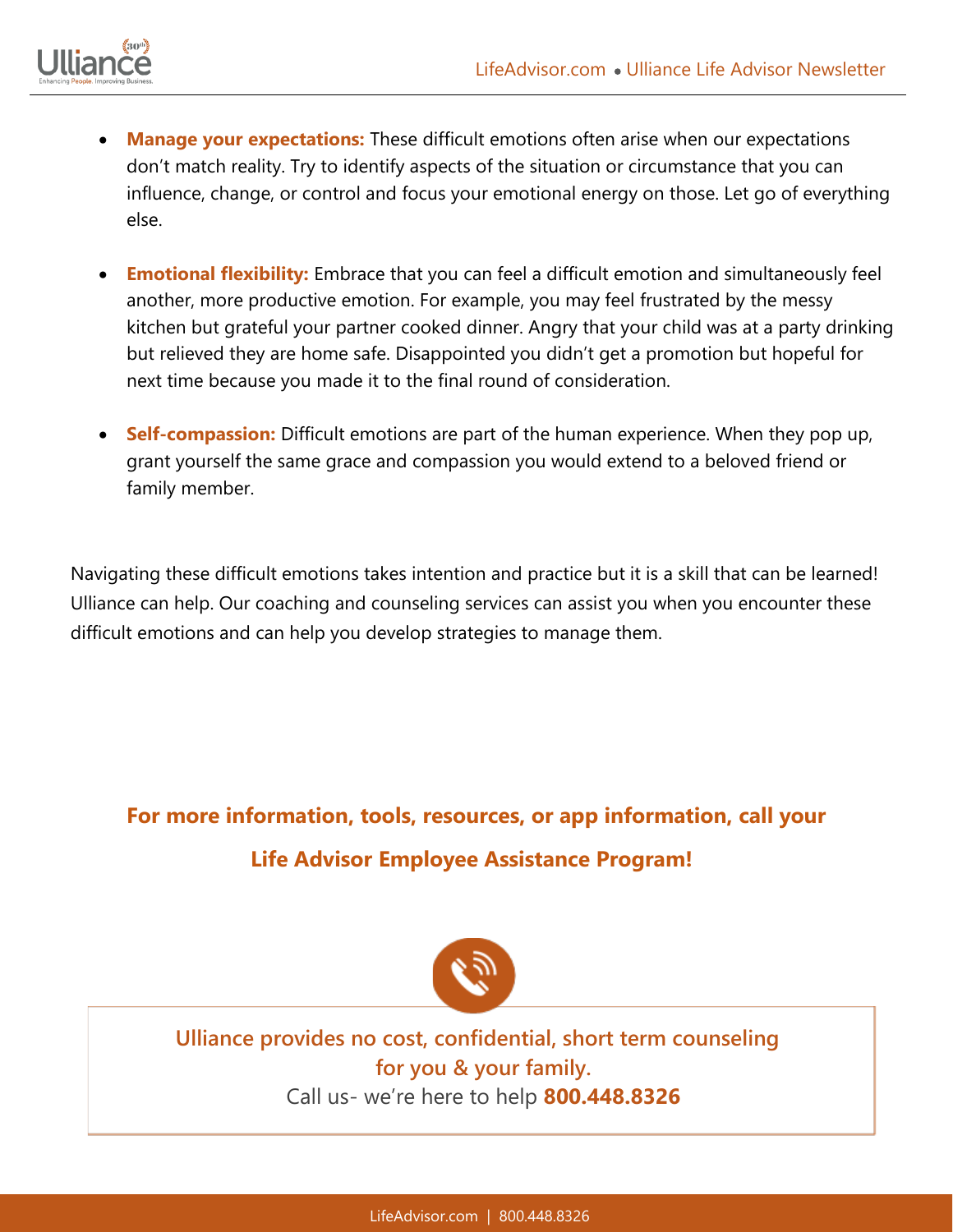- **Manage your expectations:** These difficult emotions often arise when our expectations don't match reality. Try to identify aspects of the situation or circumstance that you can influence, change, or control and focus your emotional energy on those. Let go of everything else.

- **Emotional flexibility:** Embrace that you can feel a difficult emotion and simultaneously feel another, more productive emotion. For example, you may feel frustrated by the messy kitchen but grateful your partner cooked dinner. Angry that your child was at a party drinking but relieved they are home safe. Disappointed you didn't get a promotion but hopeful for next time because you made it to the final round of consideration.

- **Self-compassion:** Difficult emotions are part of the human experience. When they pop up, grant yourself the same grace and compassion you would extend to a beloved friend or family member.

Navigating these difficult emotions takes intention and practice but it is a skill that can be learned! Ulliance can help. Our coaching and counseling services can assist you when you encounter these difficult emotions and can help you develop strategies to manage them.

**For more information, tools, resources, or app information, call your Life Advisor Employee Assistance Program!**

Ulliance provides no cost, confidential, short term counseling for you & your family.

Call us- we're here to help **800.448.8326**